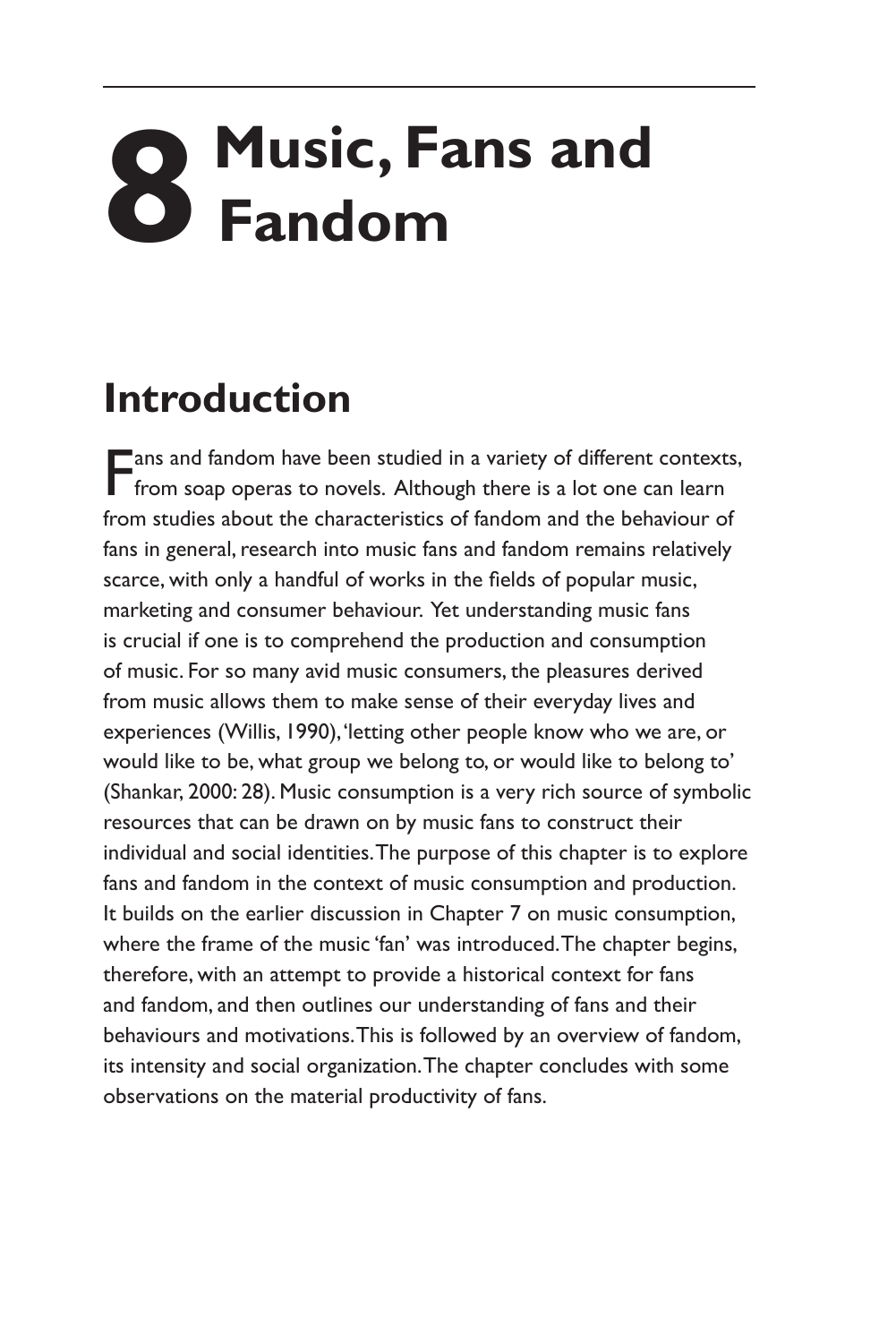# 8 Music, Fans and Fandom

## Introduction

Fans and fandom have been studied in a variety of different contexts, from soap operas to novels. Although there is a lot one can learn from studies about the characteristics of fandom and the behaviour of fans in general, research into music fans and fandom remains relatively scarce, with only a handful of works in the fields of popular music, marketing and consumer behaviour. Yet understanding music fans is crucial if one is to comprehend the production and consumption of music. For so many avid music consumers, the pleasures derived from music allows them to make sense of their everyday lives and experiences (Willis, 1990), 'letting other people know who we are, or would like to be, what group we belong to, or would like to belong to' (Shankar, 2000: 28). Music consumption is a very rich source of symbolic resources that can be drawn on by music fans to construct their individual and social identities. The purpose of this chapter is to explore fans and fandom in the context of music consumption and production. It builds on the earlier discussion in Chapter 7 on music consumption, where the frame of the music 'fan' was introduced. The chapter begins, therefore, with an attempt to provide a historical context for fans and fandom, and then outlines our understanding of fans and their behaviours and motivations. This is followed by an overview of fandom, its intensity and social organization. The chapter concludes with some observations on the material productivity of fans.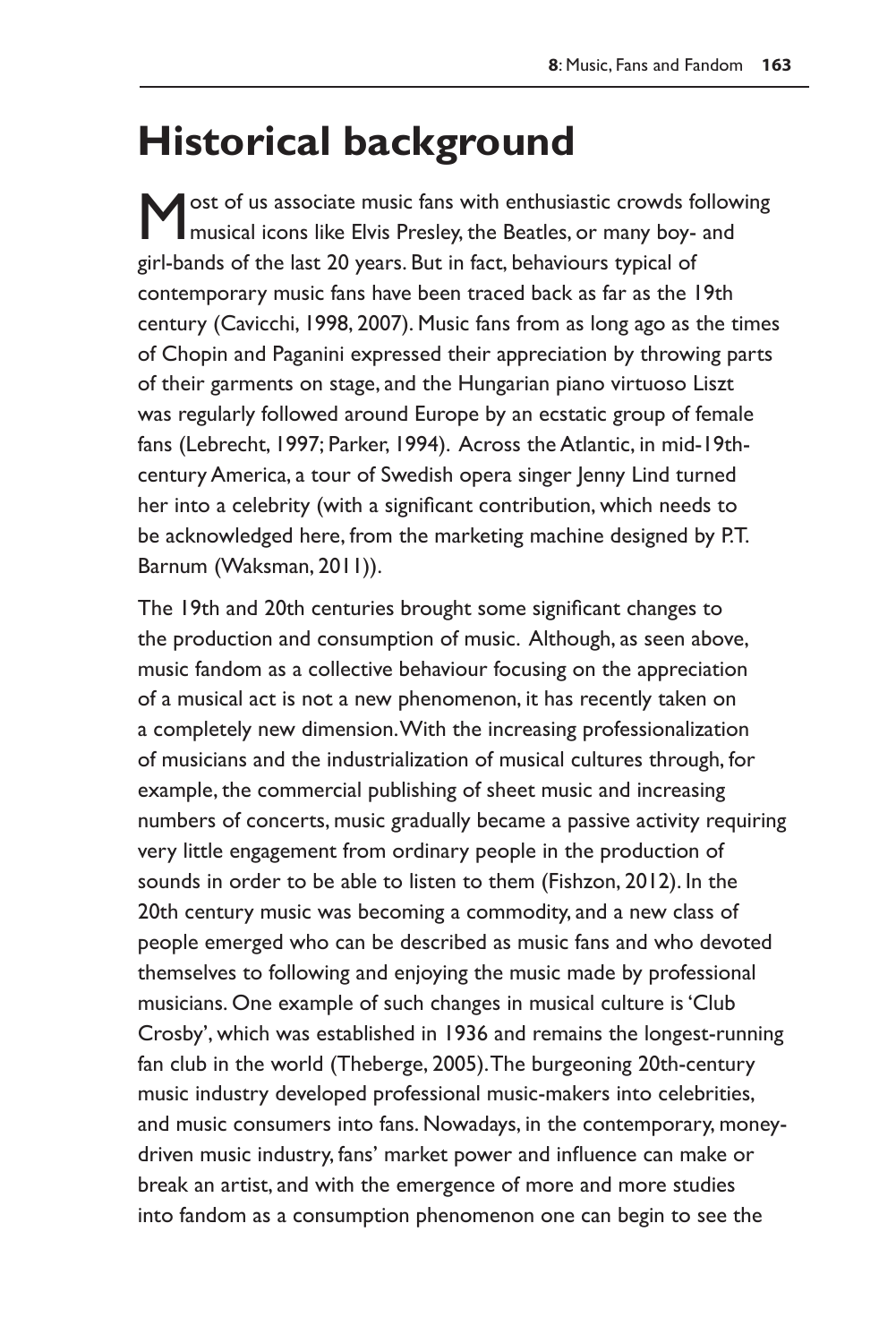# Historical background

Most of us associate music fans with enthusiastic crowds following musical icons like Elvis Presley, the Beatles, or many boy- and girl-bands of the last 20 years. But in fact, behaviours typical of contemporary music fans have been traced back as far as the 19th century (Cavicchi, 1998, 2007). Music fans from as long ago as the times of Chopin and Paganini expressed their appreciation by throwing parts of their garments on stage, and the Hungarian piano virtuoso Liszt was regularly followed around Europe by an ecstatic group of female fans (Lebrecht, 1997; Parker, 1994). Across the Atlantic, in mid-19th-century America, a tour of Swedish opera singer Jenny Lind turned her into a celebrity (with a significant contribution, which needs to be acknowledged here, from the marketing machine designed by P.T. Barnum (Waksman, 2011)).

The 19th and 20th centuries brought some significant changes to the production and consumption of music. Although, as seen above, music fandom as a collective behaviour focusing on the appreciation of a musical act is not a new phenomenon, it has recently taken on a completely new dimension. With the increasing professionalization of musicians and the industrialization of musical cultures through, for example, the commercial publishing of sheet music and increasing numbers of concerts, music gradually became a passive activity requiring very little engagement from ordinary people in the production of sounds in order to be able to listen to them (Fishzon, 2012). In the 20th century music was becoming a commodity, and a new class of people emerged who can be described as music fans and who devoted themselves to following and enjoying the music made by professional musicians. One example of such changes in musical culture is 'Club Crosby', which was established in 1936 and remains the longest-running fan club in the world (Theberge, 2005). The burgeoning 20th-century music industry developed professional music-makers into celebrities, and music consumers into fans. Nowadays, in the contemporary, money-driven music industry, fans' market power and influence can make or break an artist, and with the emergence of more and more studies into fandom as a consumption phenomenon one can begin to see the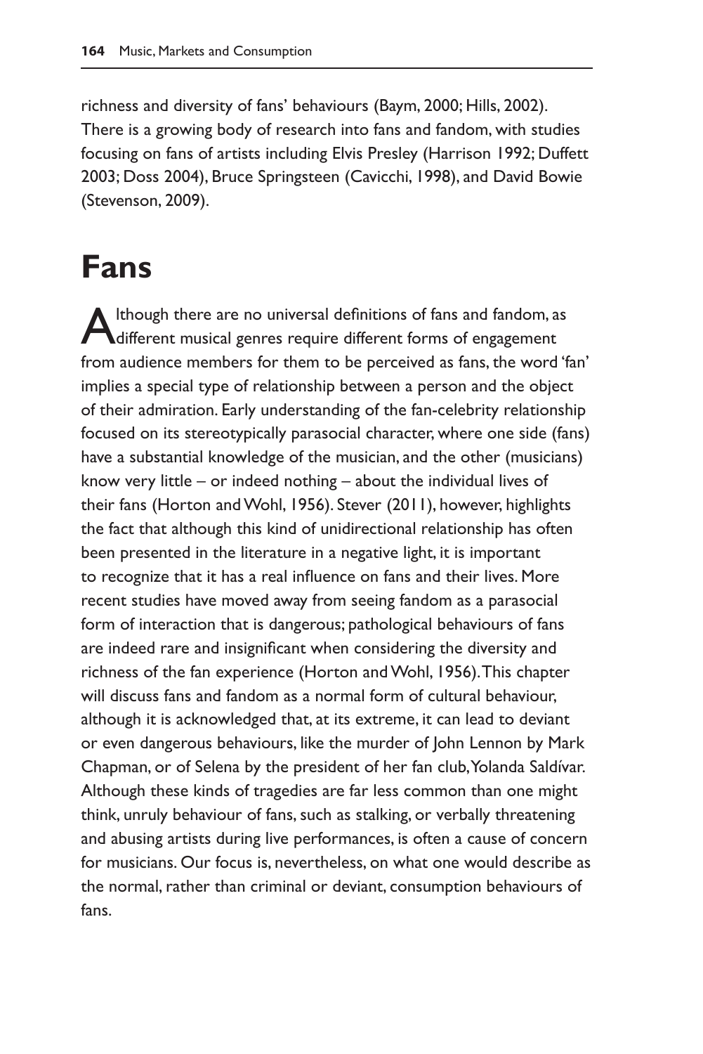richness and diversity of fans' behaviours (Baym, 2000; Hills, 2002). There is a growing body of research into fans and fandom, with studies focusing on fans of artists including Elvis Presley (Harrison 1992; Duffett 2003; Doss 2004), Bruce Springsteen (Cavicchi, 1998), and David Bowie (Stevenson, 2009).

# Fans

Although there are no universal definitions of fans and fandom, as different musical genres require different forms of engagement from audience members for them to be perceived as fans, the word 'fan' implies a special type of relationship between a person and the object of their admiration. Early understanding of the fan-celebrity relationship focused on its stereotypically parasocial character, where one side (fans) have a substantial knowledge of the musician, and the other (musicians) know very little – or indeed nothing – about the individual lives of their fans (Horton and Wohl, 1956). Stever (2011), however, highlights the fact that although this kind of unidirectional relationship has often been presented in the literature in a negative light, it is important to recognize that it has a real influence on fans and their lives. More recent studies have moved away from seeing fandom as a parasocial form of interaction that is dangerous; pathological behaviours of fans are indeed rare and insignificant when considering the diversity and richness of the fan experience (Horton and Wohl, 1956). This chapter will discuss fans and fandom as a normal form of cultural behaviour, although it is acknowledged that, at its extreme, it can lead to deviant or even dangerous behaviours, like the murder of John Lennon by Mark Chapman, or of Selena by the president of her fan club, Yolanda Saldívar. Although these kinds of tragedies are far less common than one might think, unruly behaviour of fans, such as stalking, or verbally threatening and abusing artists during live performances, is often a cause of concern for musicians. Our focus is, nevertheless, on what one would describe as the normal, rather than criminal or deviant, consumption behaviours of fans.